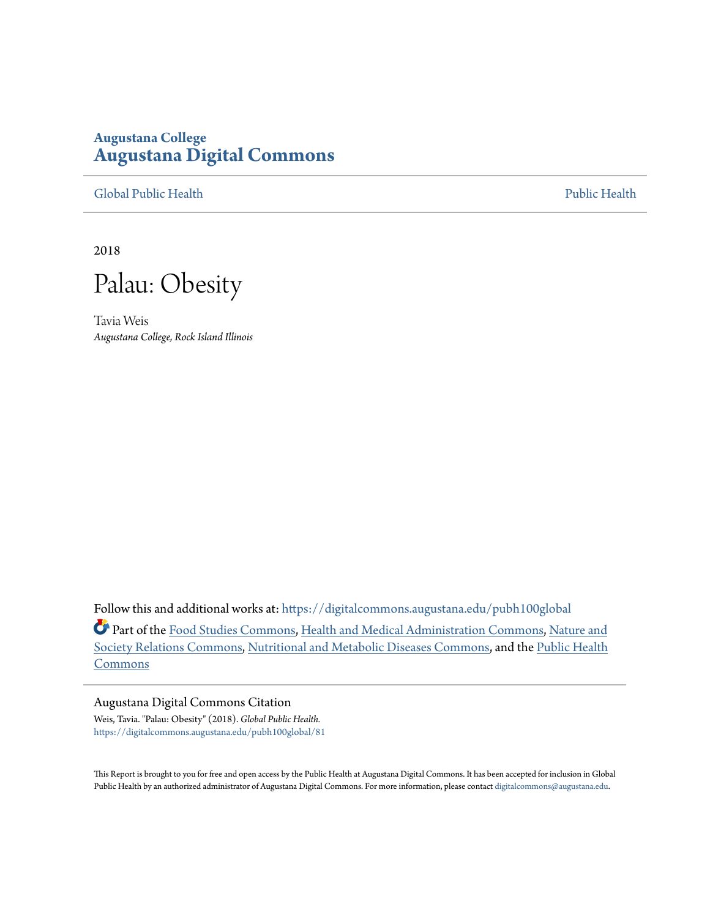Augustana College

# Augustana Digital Commons

Global Public Health | Public Health

2018

# Palau: Obesity

Tavia Weis

*Augustana College, Rock Island Illinois*

Follow this and additional works at: https://digitalcommons.augustana.edu/pubh100global

Part of the Food Studies Commons, Health and Medical Administration Commons, Nature and Society Relations Commons, Nutritional and Metabolic Diseases Commons, and the Public Health Commons

## Augustana Digital Commons Citation

Weis, Tavia. "Palau: Obesity" (2018). *Global Public Health.*
https://digitalcommons.augustana.edu/pubh100global/81

This Report is brought to you for free and open access by the Public Health at Augustana Digital Commons. It has been accepted for inclusion in Global Public Health by an authorized administrator of Augustana Digital Commons. For more information, please contact digitalcommons@augustana.edu.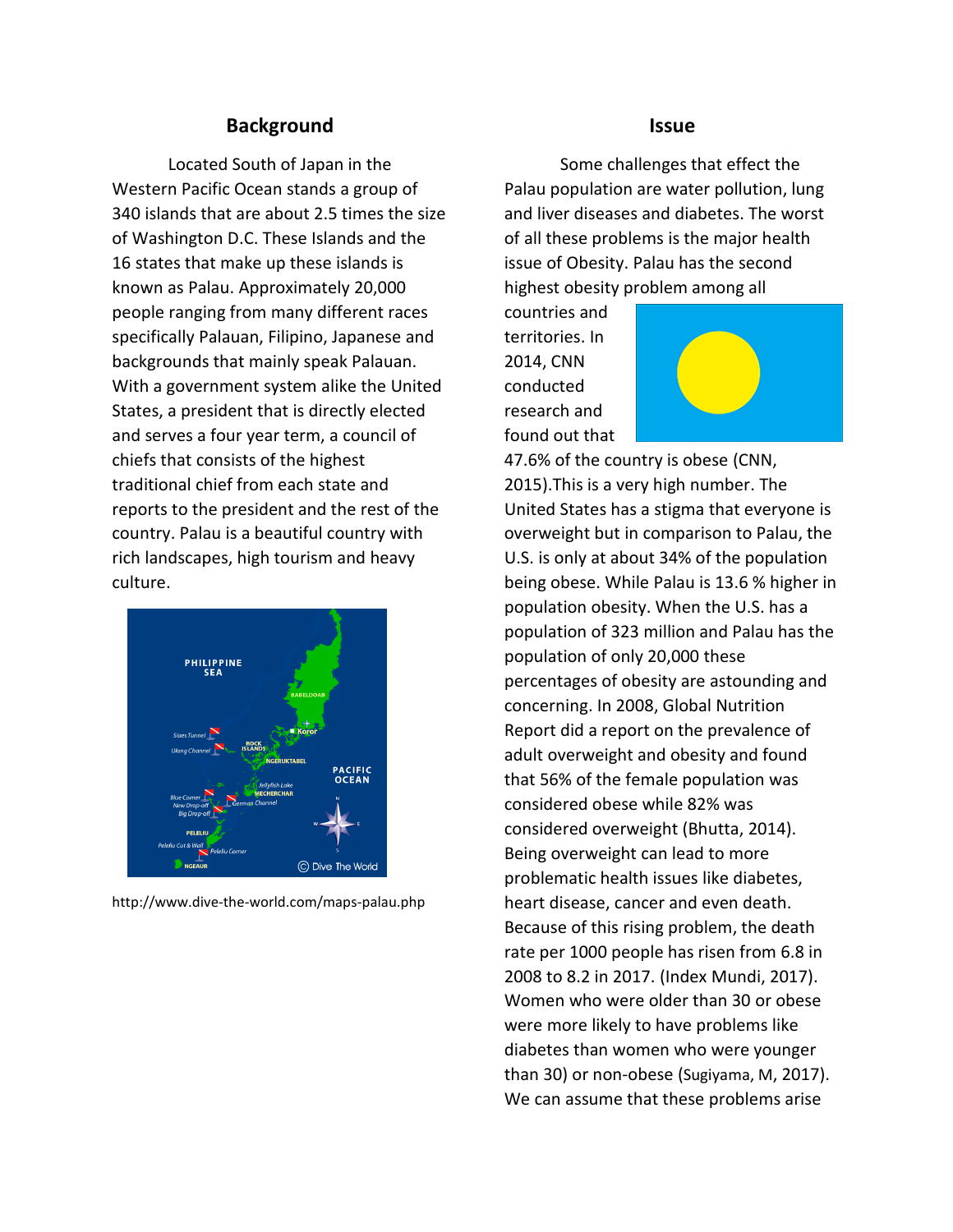## Background

Located South of Japan in the Western Pacific Ocean stands a group of 340 islands that are about 2.5 times the size of Washington D.C. These Islands and the 16 states that make up these islands is known as Palau. Approximately 20,000 people ranging from many different races specifically Palauan, Filipino, Japanese and backgrounds that mainly speak Palauan. With a government system alike the United States, a president that is directly elected and serves a four year term, a council of chiefs that consists of the highest traditional chief from each state and reports to the president and the rest of the country. Palau is a beautiful country with rich landscapes, high tourism and heavy culture.

http://www.dive-the-world.com/maps-palau.php

## Issue

Some challenges that effect the Palau population are water pollution, lung and liver diseases and diabetes. The worst of all these problems is the major health issue of Obesity. Palau has the second highest obesity problem among all countries and territories. In 2014, CNN conducted research and found out that 47.6% of the country is obese (CNN, 2015).This is a very high number. The United States has a stigma that everyone is overweight but in comparison to Palau, the U.S. is only at about 34% of the population being obese. While Palau is 13.6 % higher in population obesity. When the U.S. has a population of 323 million and Palau has the population of only 20,000 these percentages of obesity are astounding and concerning. In 2008, Global Nutrition Report did a report on the prevalence of adult overweight and obesity and found that 56% of the female population was considered obese while 82% was considered overweight (Bhutta, 2014). Being overweight can lead to more problematic health issues like diabetes, heart disease, cancer and even death. Because of this rising problem, the death rate per 1000 people has risen from 6.8 in 2008 to 8.2 in 2017. (Index Mundi, 2017). Women who were older than 30 or obese were more likely to have problems like diabetes than women who were younger than 30) or non-obese (Sugiyama, M, 2017). We can assume that these problems arise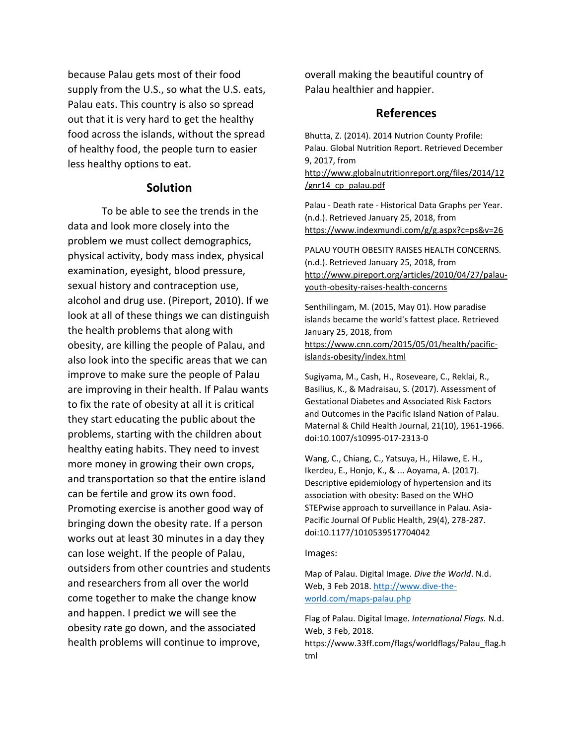because Palau gets most of their food supply from the U.S., so what the U.S. eats, Palau eats. This country is also so spread out that it is very hard to get the healthy food across the islands, without the spread of healthy food, the people turn to easier less healthy options to eat.

## Solution

To be able to see the trends in the data and look more closely into the problem we must collect demographics, physical activity, body mass index, physical examination, eyesight, blood pressure, sexual history and contraception use, alcohol and drug use. (Pireport, 2010). If we look at all of these things we can distinguish the health problems that along with obesity, are killing the people of Palau, and also look into the specific areas that we can improve to make sure the people of Palau are improving in their health. If Palau wants to fix the rate of obesity at all it is critical they start educating the public about the problems, starting with the children about healthy eating habits. They need to invest more money in growing their own crops, and transportation so that the entire island can be fertile and grow its own food. Promoting exercise is another good way of bringing down the obesity rate. If a person works out at least 30 minutes in a day they can lose weight. If the people of Palau, outsiders from other countries and students and researchers from all over the world come together to make the change know and happen. I predict we will see the obesity rate go down, and the associated health problems will continue to improve, overall making the beautiful country of Palau healthier and happier.

## References

Bhutta, Z. (2014). 2014 Nutrion County Profile: Palau. Global Nutrition Report. Retrieved December 9, 2017, from http://www.globalnutritionreport.org/files/2014/12/gnr14_cp_palau.pdf

Palau - Death rate - Historical Data Graphs per Year. (n.d.). Retrieved January 25, 2018, from https://www.indexmundi.com/g/g.aspx?c=ps&v=26

PALAU YOUTH OBESITY RAISES HEALTH CONCERNS. (n.d.). Retrieved January 25, 2018, from http://www.pireport.org/articles/2010/04/27/palau-youth-obesity-raises-health-concerns

Senthilingam, M. (2015, May 01). How paradise islands became the world's fattest place. Retrieved January 25, 2018, from https://www.cnn.com/2015/05/01/health/pacific-islands-obesity/index.html

Sugiyama, M., Cash, H., Roseveare, C., Reklai, R., Basilius, K., & Madraisau, S. (2017). Assessment of Gestational Diabetes and Associated Risk Factors and Outcomes in the Pacific Island Nation of Palau. Maternal & Child Health Journal, 21(10), 1961-1966. doi:10.1007/s10995-017-2313-0

Wang, C., Chiang, C., Yatsuya, H., Hilawe, E. H., Ikerdeu, E., Honjo, K., & ... Aoyama, A. (2017). Descriptive epidemiology of hypertension and its association with obesity: Based on the WHO STEPwise approach to surveillance in Palau. Asia-Pacific Journal Of Public Health, 29(4), 278-287. doi:10.1177/1010539517704042

Images:

Map of Palau. Digital Image. *Dive the World*. N.d. Web, 3 Feb 2018. http://www.dive-the-world.com/maps-palau.php

Flag of Palau. Digital Image. *International Flags.* N.d. Web, 3 Feb, 2018. https://www.33ff.com/flags/worldflags/Palau_flag.html